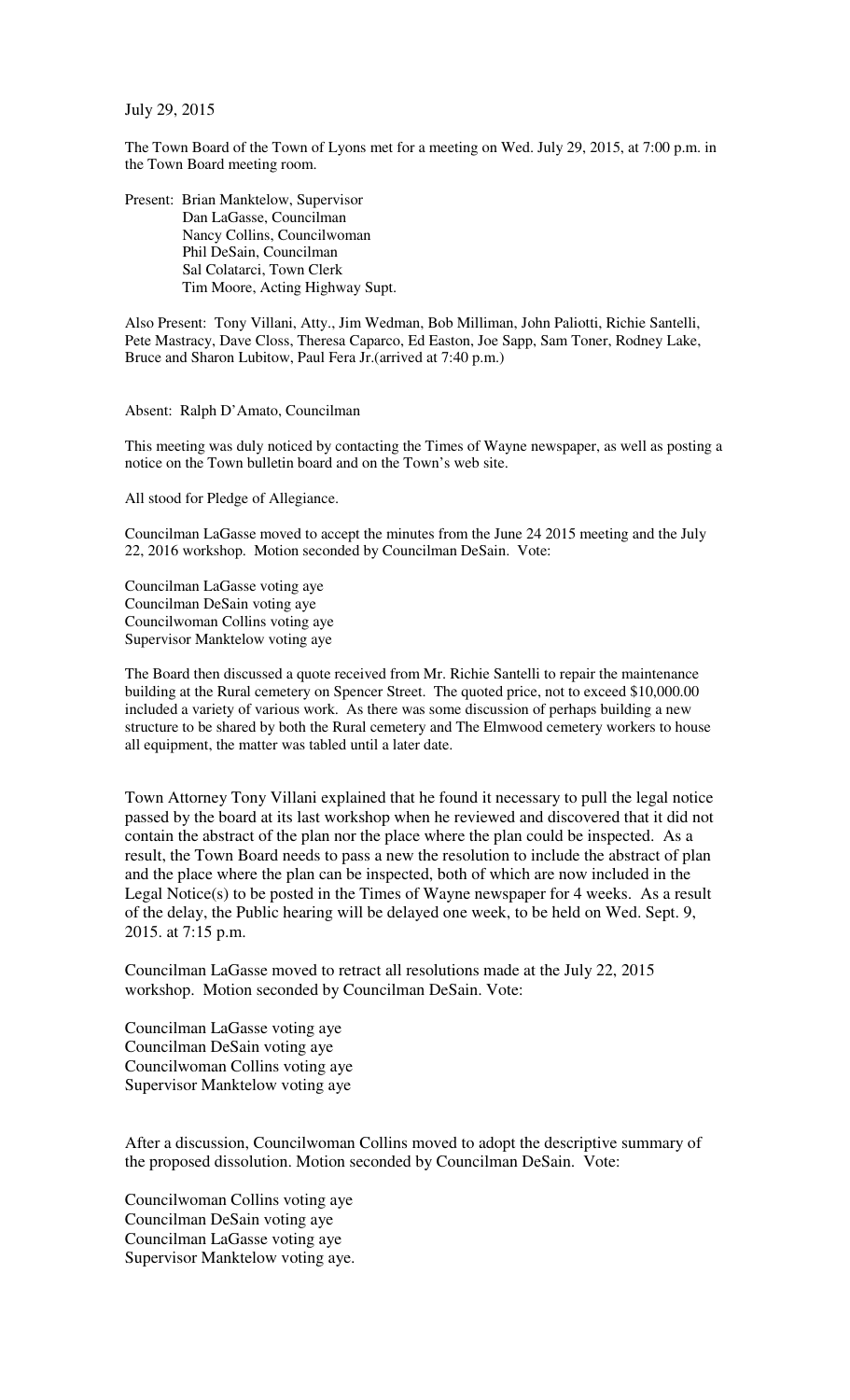July 29, 2015

The Town Board of the Town of Lyons met for a meeting on Wed. July 29, 2015, at 7:00 p.m. in the Town Board meeting room.

Present: Brian Manktelow, Supervisor
Dan LaGasse, Councilman
Nancy Collins, Councilwoman
Phil DeSain, Councilman
Sal Colatarci, Town Clerk
Tim Moore, Acting Highway Supt.

Also Present: Tony Villani, Atty., Jim Wedman, Bob Milliman, John Paliotti, Richie Santelli, Pete Mastracy, Dave Closs, Theresa Caparco, Ed Easton, Joe Sapp, Sam Toner, Rodney Lake, Bruce and Sharon Lubitow, Paul Fera Jr.(arrived at 7:40 p.m.)

Absent: Ralph D'Amato, Councilman

This meeting was duly noticed by contacting the Times of Wayne newspaper, as well as posting a notice on the Town bulletin board and on the Town's web site.

All stood for Pledge of Allegiance.

Councilman LaGasse moved to accept the minutes from the June 24 2015 meeting and the July 22, 2016 workshop. Motion seconded by Councilman DeSain. Vote:

Councilman LaGasse voting aye
Councilman DeSain voting aye
Councilwoman Collins voting aye
Supervisor Manktelow voting aye

The Board then discussed a quote received from Mr. Richie Santelli to repair the maintenance building at the Rural cemetery on Spencer Street. The quoted price, not to exceed $10,000.00 included a variety of various work. As there was some discussion of perhaps building a new structure to be shared by both the Rural cemetery and The Elmwood cemetery workers to house all equipment, the matter was tabled until a later date.

Town Attorney Tony Villani explained that he found it necessary to pull the legal notice passed by the board at its last workshop when he reviewed and discovered that it did not contain the abstract of the plan nor the place where the plan could be inspected. As a result, the Town Board needs to pass a new the resolution to include the abstract of plan and the place where the plan can be inspected, both of which are now included in the Legal Notice(s) to be posted in the Times of Wayne newspaper for 4 weeks. As a result of the delay, the Public hearing will be delayed one week, to be held on Wed. Sept. 9, 2015. at 7:15 p.m.

Councilman LaGasse moved to retract all resolutions made at the July 22, 2015 workshop. Motion seconded by Councilman DeSain. Vote:

Councilman LaGasse voting aye
Councilman DeSain voting aye
Councilwoman Collins voting aye
Supervisor Manktelow voting aye

After a discussion, Councilwoman Collins moved to adopt the descriptive summary of the proposed dissolution. Motion seconded by Councilman DeSain. Vote:

Councilwoman Collins voting aye
Councilman DeSain voting aye
Councilman LaGasse voting aye
Supervisor Manktelow voting aye.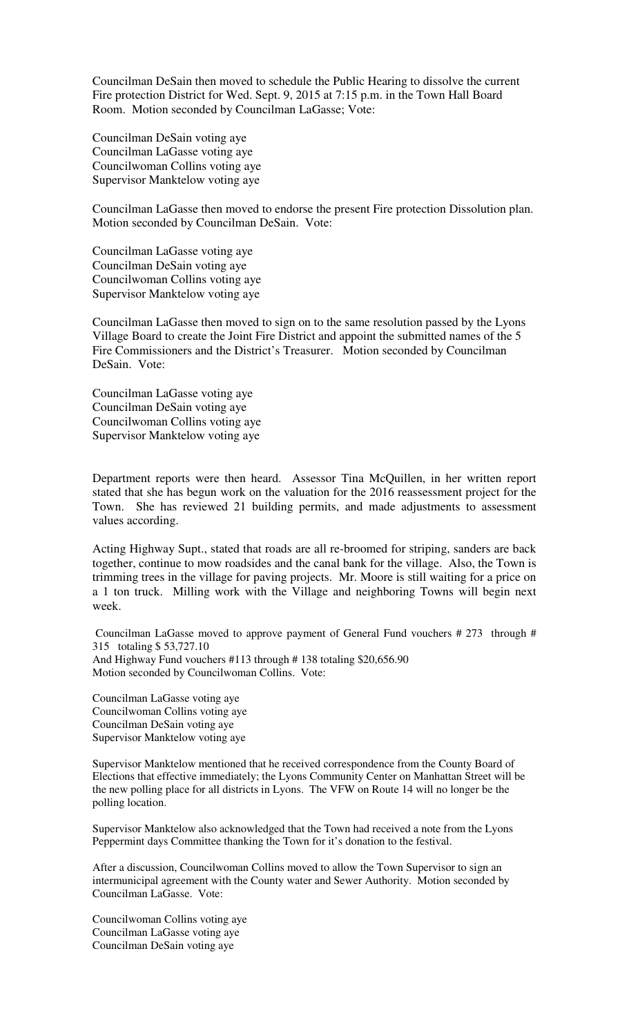Councilman DeSain then moved to schedule the Public Hearing to dissolve the current Fire protection District for Wed. Sept. 9, 2015 at 7:15 p.m. in the Town Hall Board Room. Motion seconded by Councilman LaGasse; Vote:

Councilman DeSain voting aye
Councilman LaGasse voting aye
Councilwoman Collins voting aye
Supervisor Manktelow voting aye

Councilman LaGasse then moved to endorse the present Fire protection Dissolution plan. Motion seconded by Councilman DeSain. Vote:

Councilman LaGasse voting aye
Councilman DeSain voting aye
Councilwoman Collins voting aye
Supervisor Manktelow voting aye

Councilman LaGasse then moved to sign on to the same resolution passed by the Lyons Village Board to create the Joint Fire District and appoint the submitted names of the 5 Fire Commissioners and the District's Treasurer. Motion seconded by Councilman DeSain. Vote:

Councilman LaGasse voting aye
Councilman DeSain voting aye
Councilwoman Collins voting aye
Supervisor Manktelow voting aye

Department reports were then heard. Assessor Tina McQuillen, in her written report stated that she has begun work on the valuation for the 2016 reassessment project for the Town. She has reviewed 21 building permits, and made adjustments to assessment values according.

Acting Highway Supt., stated that roads are all re-broomed for striping, sanders are back together, continue to mow roadsides and the canal bank for the village. Also, the Town is trimming trees in the village for paving projects. Mr. Moore is still waiting for a price on a 1 ton truck. Milling work with the Village and neighboring Towns will begin next week.

Councilman LaGasse moved to approve payment of General Fund vouchers # 273 through # 315 totaling $ 53,727.10
And Highway Fund vouchers #113 through # 138 totaling $20,656.90
Motion seconded by Councilwoman Collins. Vote:

Councilman LaGasse voting aye
Councilwoman Collins voting aye
Councilman DeSain voting aye
Supervisor Manktelow voting aye

Supervisor Manktelow mentioned that he received correspondence from the County Board of Elections that effective immediately; the Lyons Community Center on Manhattan Street will be the new polling place for all districts in Lyons. The VFW on Route 14 will no longer be the polling location.

Supervisor Manktelow also acknowledged that the Town had received a note from the Lyons Peppermint days Committee thanking the Town for it's donation to the festival.

After a discussion, Councilwoman Collins moved to allow the Town Supervisor to sign an intermunicipal agreement with the County water and Sewer Authority. Motion seconded by Councilman LaGasse. Vote:

Councilwoman Collins voting aye
Councilman LaGasse voting aye
Councilman DeSain voting aye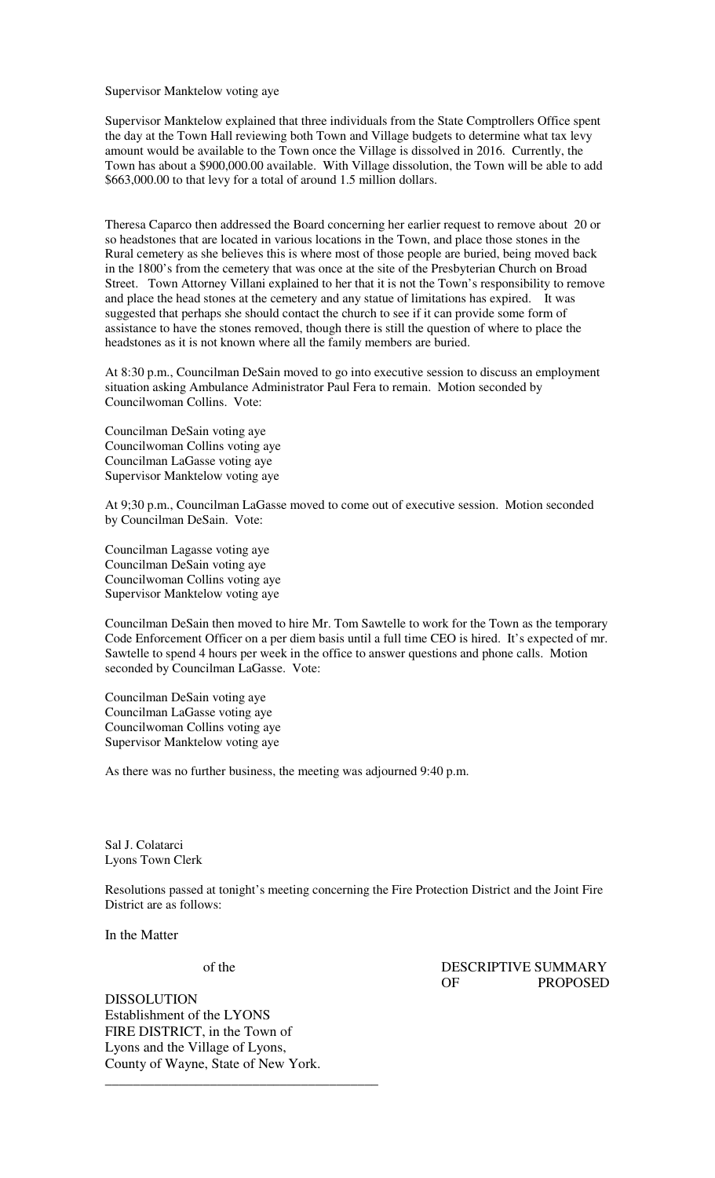Supervisor Manktelow voting aye

Supervisor Manktelow explained that three individuals from the State Comptrollers Office spent the day at the Town Hall reviewing both Town and Village budgets to determine what tax levy amount would be available to the Town once the Village is dissolved in 2016. Currently, the Town has about a $900,000.00 available. With Village dissolution, the Town will be able to add $663,000.00 to that levy for a total of around 1.5 million dollars.

Theresa Caparco then addressed the Board concerning her earlier request to remove about 20 or so headstones that are located in various locations in the Town, and place those stones in the Rural cemetery as she believes this is where most of those people are buried, being moved back in the 1800's from the cemetery that was once at the site of the Presbyterian Church on Broad Street. Town Attorney Villani explained to her that it is not the Town's responsibility to remove and place the head stones at the cemetery and any statue of limitations has expired. It was suggested that perhaps she should contact the church to see if it can provide some form of assistance to have the stones removed, though there is still the question of where to place the headstones as it is not known where all the family members are buried.

At 8:30 p.m., Councilman DeSain moved to go into executive session to discuss an employment situation asking Ambulance Administrator Paul Fera to remain. Motion seconded by Councilwoman Collins. Vote:

Councilman DeSain voting aye
Councilwoman Collins voting aye
Councilman LaGasse voting aye
Supervisor Manktelow voting aye

At 9;30 p.m., Councilman LaGasse moved to come out of executive session. Motion seconded by Councilman DeSain. Vote:

Councilman Lagasse voting aye
Councilman DeSain voting aye
Councilwoman Collins voting aye
Supervisor Manktelow voting aye

Councilman DeSain then moved to hire Mr. Tom Sawtelle to work for the Town as the temporary Code Enforcement Officer on a per diem basis until a full time CEO is hired. It's expected of mr. Sawtelle to spend 4 hours per week in the office to answer questions and phone calls. Motion seconded by Councilman LaGasse. Vote:

Councilman DeSain voting aye
Councilman LaGasse voting aye
Councilwoman Collins voting aye
Supervisor Manktelow voting aye

As there was no further business, the meeting was adjourned 9:40 p.m.

Sal J. Colatarci
Lyons Town Clerk

Resolutions passed at tonight's meeting concerning the Fire Protection District and the Joint Fire District are as follows:

In the Matter

of the

DISSOLUTION
Establishment of the LYONS
FIRE DISTRICT, in the Town of
Lyons and the Village of Lyons,
County of Wayne, State of New York.

DESCRIPTIVE SUMMARY
OF PROPOSED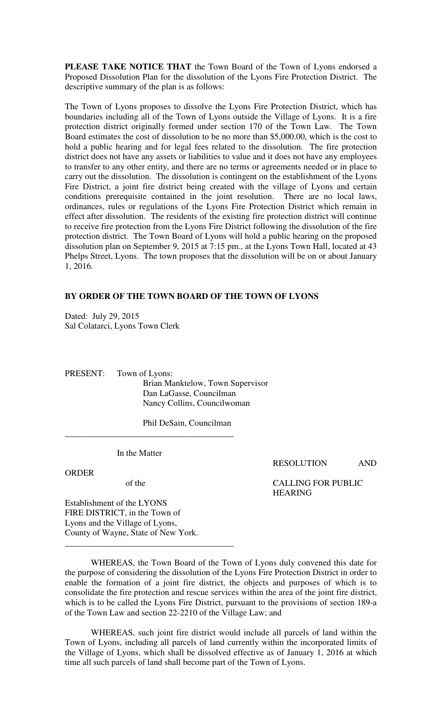**PLEASE TAKE NOTICE THAT** the Town Board of the Town of Lyons endorsed a Proposed Dissolution Plan for the dissolution of the Lyons Fire Protection District. The descriptive summary of the plan is as follows:

The Town of Lyons proposes to dissolve the Lyons Fire Protection District, which has boundaries including all of the Town of Lyons outside the Village of Lyons. It is a fire protection district originally formed under section 170 of the Town Law. The Town Board estimates the cost of dissolution to be no more than $5,000.00, which is the cost to hold a public hearing and for legal fees related to the dissolution. The fire protection district does not have any assets or liabilities to value and it does not have any employees to transfer to any other entity, and there are no terms or agreements needed or in place to carry out the dissolution. The dissolution is contingent on the establishment of the Lyons Fire District, a joint fire district being created with the village of Lyons and certain conditions prerequisite contained in the joint resolution. There are no local laws, ordinances, rules or regulations of the Lyons Fire Protection District which remain in effect after dissolution. The residents of the existing fire protection district will continue to receive fire protection from the Lyons Fire District following the dissolution of the fire protection district. The Town Board of Lyons will hold a public hearing on the proposed dissolution plan on September 9, 2015 at 7:15 pm., at the Lyons Town Hall, located at 43 Phelps Street, Lyons. The town proposes that the dissolution will be on or about January 1, 2016.

**BY ORDER OF THE TOWN BOARD OF THE TOWN OF LYONS**

Dated: July 29, 2015
Sal Colatarci, Lyons Town Clerk

PRESENT: Town of Lyons:
Brian Manktelow, Town Supervisor
Dan LaGasse, Councilman
Nancy Collins, Councilwoman

Phil DeSain, Councilman

---

In the Matter

of the

Establishment of the LYONS FIRE DISTRICT, in the Town of Lyons and the Village of Lyons, County of Wayne, State of New York.

---

RESOLUTION AND ORDER CALLING FOR PUBLIC HEARING

WHEREAS, the Town Board of the Town of Lyons duly convened this date for the purpose of considering the dissolution of the Lyons Fire Protection District in order to enable the formation of a joint fire district, the objects and purposes of which is to consolidate the fire protection and rescue services within the area of the joint fire district, which is to be called the Lyons Fire District, pursuant to the provisions of section 189-a of the Town Law and section 22-2210 of the Village Law; and

WHEREAS, such joint fire district would include all parcels of land within the Town of Lyons, including all parcels of land currently within the incorporated limits of the Village of Lyons, which shall be dissolved effective as of January 1, 2016 at which time all such parcels of land shall become part of the Town of Lyons.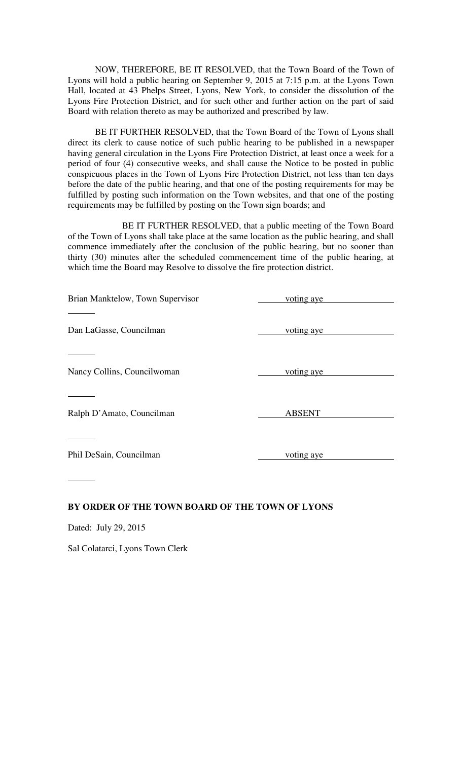NOW, THEREFORE, BE IT RESOLVED, that the Town Board of the Town of Lyons will hold a public hearing on September 9, 2015 at 7:15 p.m. at the Lyons Town Hall, located at 43 Phelps Street, Lyons, New York, to consider the dissolution of the Lyons Fire Protection District, and for such other and further action on the part of said Board with relation thereto as may be authorized and prescribed by law.

BE IT FURTHER RESOLVED, that the Town Board of the Town of Lyons shall direct its clerk to cause notice of such public hearing to be published in a newspaper having general circulation in the Lyons Fire Protection District, at least once a week for a period of four (4) consecutive weeks, and shall cause the Notice to be posted in public conspicuous places in the Town of Lyons Fire Protection District, not less than ten days before the date of the public hearing, and that one of the posting requirements for may be fulfilled by posting such information on the Town websites, and that one of the posting requirements may be fulfilled by posting on the Town sign boards; and

BE IT FURTHER RESOLVED, that a public meeting of the Town Board of the Town of Lyons shall take place at the same location as the public hearing, and shall commence immediately after the conclusion of the public hearing, but no sooner than thirty (30) minutes after the scheduled commencement time of the public hearing, at which time the Board may Resolve to dissolve the fire protection district.

| | |
|---|---|
| Brian Manktelow, Town Supervisor | voting aye |
| Dan LaGasse, Councilman | voting aye |
| Nancy Collins, Councilwoman | voting aye |
| Ralph D'Amato, Councilman | ABSENT |
| Phil DeSain, Councilman | voting aye |

**BY ORDER OF THE TOWN BOARD OF THE TOWN OF LYONS**

Dated: July 29, 2015

Sal Colatarci, Lyons Town Clerk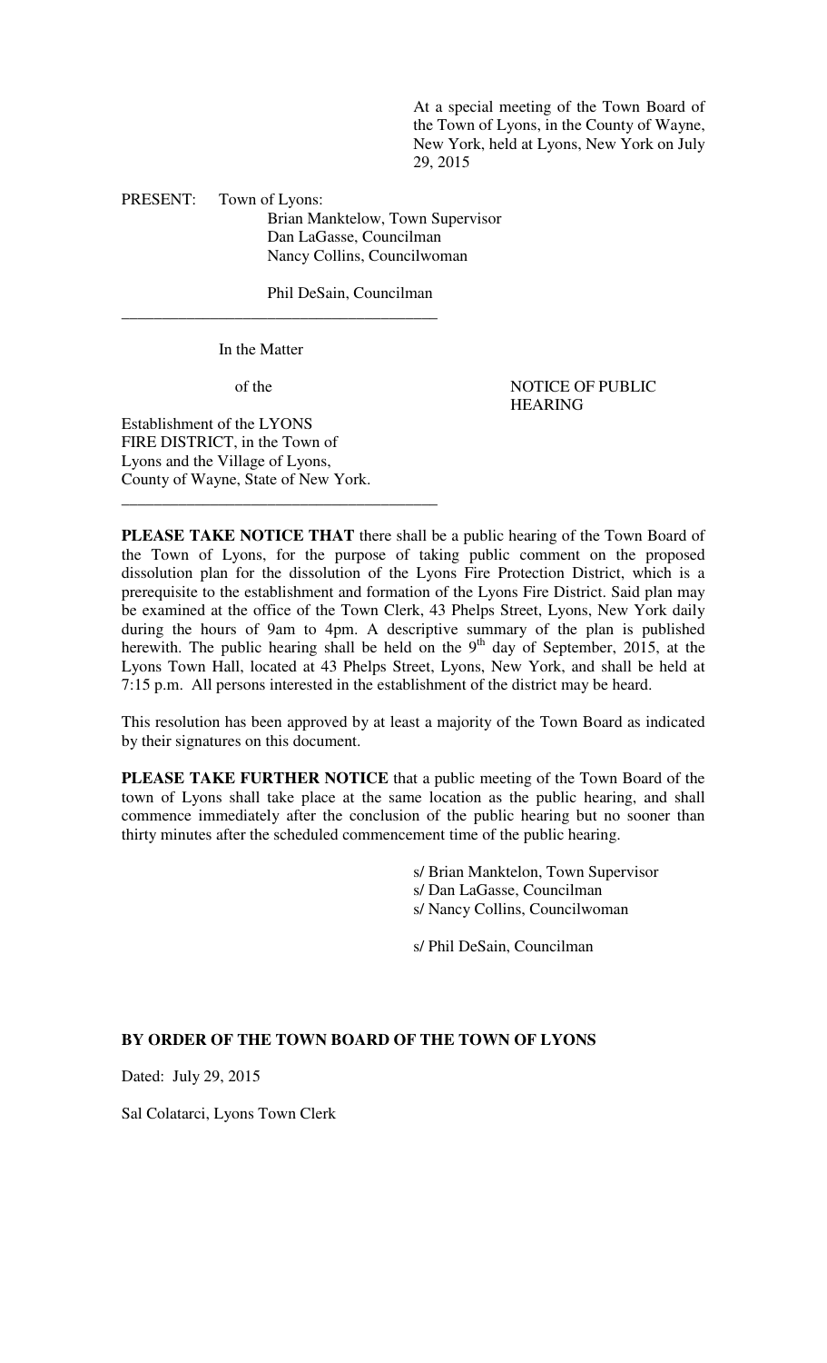At a special meeting of the Town Board of the Town of Lyons, in the County of Wayne, New York, held at Lyons, New York on July 29, 2015

PRESENT: Town of Lyons:
Brian Manktelow, Town Supervisor
Dan LaGasse, Councilman
Nancy Collins, Councilwoman

Phil DeSain, Councilman

---

In the Matter

of the

Establishment of the LYONS FIRE DISTRICT, in the Town of Lyons and the Village of Lyons, County of Wayne, State of New York.

---

NOTICE OF PUBLIC HEARING

**PLEASE TAKE NOTICE THAT** there shall be a public hearing of the Town Board of the Town of Lyons, for the purpose of taking public comment on the proposed dissolution plan for the dissolution of the Lyons Fire Protection District, which is a prerequisite to the establishment and formation of the Lyons Fire District. Said plan may be examined at the office of the Town Clerk, 43 Phelps Street, Lyons, New York daily during the hours of 9am to 4pm. A descriptive summary of the plan is published herewith. The public hearing shall be held on the 9th day of September, 2015, at the Lyons Town Hall, located at 43 Phelps Street, Lyons, New York, and shall be held at 7:15 p.m. All persons interested in the establishment of the district may be heard.

This resolution has been approved by at least a majority of the Town Board as indicated by their signatures on this document.

**PLEASE TAKE FURTHER NOTICE** that a public meeting of the Town Board of the town of Lyons shall take place at the same location as the public hearing, and shall commence immediately after the conclusion of the public hearing but no sooner than thirty minutes after the scheduled commencement time of the public hearing.

s/ Brian Manktelon, Town Supervisor
s/ Dan LaGasse, Councilman
s/ Nancy Collins, Councilwoman

s/ Phil DeSain, Councilman

**BY ORDER OF THE TOWN BOARD OF THE TOWN OF LYONS**

Dated: July 29, 2015

Sal Colatarci, Lyons Town Clerk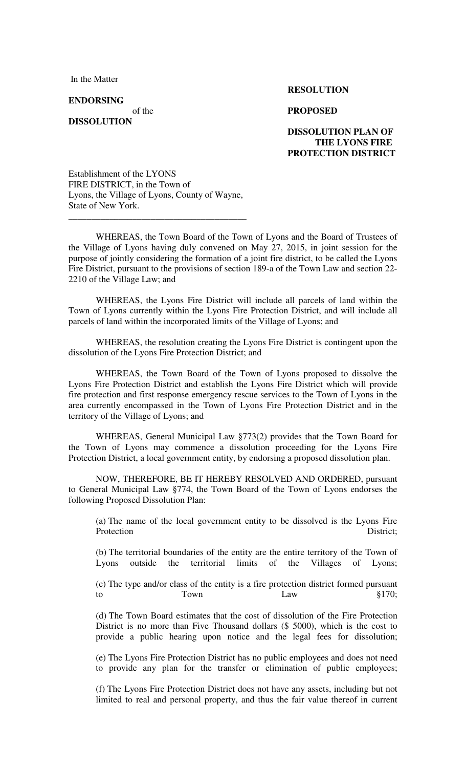In the Matter

**ENDORSING**
of the
**DISSOLUTION**

**RESOLUTION**

**PROPOSED**

**DISSOLUTION PLAN OF THE LYONS FIRE PROTECTION DISTRICT**

Establishment of the LYONS FIRE DISTRICT, in the Town of Lyons, the Village of Lyons, County of Wayne, State of New York.

---

WHEREAS, the Town Board of the Town of Lyons and the Board of Trustees of the Village of Lyons having duly convened on May 27, 2015, in joint session for the purpose of jointly considering the formation of a joint fire district, to be called the Lyons Fire District, pursuant to the provisions of section 189-a of the Town Law and section 22-2210 of the Village Law; and

WHEREAS, the Lyons Fire District will include all parcels of land within the Town of Lyons currently within the Lyons Fire Protection District, and will include all parcels of land within the incorporated limits of the Village of Lyons; and

WHEREAS, the resolution creating the Lyons Fire District is contingent upon the dissolution of the Lyons Fire Protection District; and

WHEREAS, the Town Board of the Town of Lyons proposed to dissolve the Lyons Fire Protection District and establish the Lyons Fire District which will provide fire protection and first response emergency rescue services to the Town of Lyons in the area currently encompassed in the Town of Lyons Fire Protection District and in the territory of the Village of Lyons; and

WHEREAS, General Municipal Law §773(2) provides that the Town Board for the Town of Lyons may commence a dissolution proceeding for the Lyons Fire Protection District, a local government entity, by endorsing a proposed dissolution plan.

NOW, THEREFORE, BE IT HEREBY RESOLVED AND ORDERED, pursuant to General Municipal Law §774, the Town Board of the Town of Lyons endorses the following Proposed Dissolution Plan:

(a) The name of the local government entity to be dissolved is the Lyons Fire Protection District;

(b) The territorial boundaries of the entity are the entire territory of the Town of Lyons outside the territorial limits of the Villages of Lyons;

(c) The type and/or class of the entity is a fire protection district formed pursuant to Town Law §170;

(d) The Town Board estimates that the cost of dissolution of the Fire Protection District is no more than Five Thousand dollars ($ 5000), which is the cost to provide a public hearing upon notice and the legal fees for dissolution;

(e) The Lyons Fire Protection District has no public employees and does not need to provide any plan for the transfer or elimination of public employees;

(f) The Lyons Fire Protection District does not have any assets, including but not limited to real and personal property, and thus the fair value thereof in current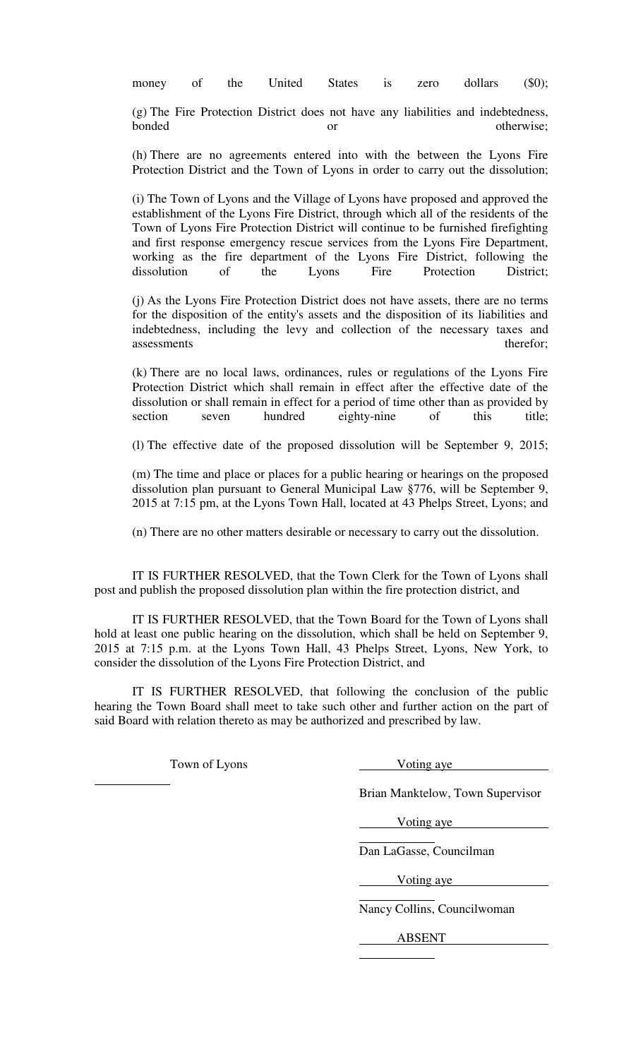money of the United States is zero dollars ($0);

(g) The Fire Protection District does not have any liabilities and indebtedness, bonded or otherwise;

(h) There are no agreements entered into with the between the Lyons Fire Protection District and the Town of Lyons in order to carry out the dissolution;

(i) The Town of Lyons and the Village of Lyons have proposed and approved the establishment of the Lyons Fire District, through which all of the residents of the Town of Lyons Fire Protection District will continue to be furnished firefighting and first response emergency rescue services from the Lyons Fire Department, working as the fire department of the Lyons Fire District, following the dissolution of the Lyons Fire Protection District;

(j) As the Lyons Fire Protection District does not have assets, there are no terms for the disposition of the entity's assets and the disposition of its liabilities and indebtedness, including the levy and collection of the necessary taxes and assessments therefor;

(k) There are no local laws, ordinances, rules or regulations of the Lyons Fire Protection District which shall remain in effect after the effective date of the dissolution or shall remain in effect for a period of time other than as provided by section seven hundred eighty-nine of this title;

(l) The effective date of the proposed dissolution will be September 9, 2015;

(m) The time and place or places for a public hearing or hearings on the proposed dissolution plan pursuant to General Municipal Law §776, will be September 9, 2015 at 7:15 pm, at the Lyons Town Hall, located at 43 Phelps Street, Lyons; and

(n) There are no other matters desirable or necessary to carry out the dissolution.

IT IS FURTHER RESOLVED, that the Town Clerk for the Town of Lyons shall post and publish the proposed dissolution plan within the fire protection district, and

IT IS FURTHER RESOLVED, that the Town Board for the Town of Lyons shall hold at least one public hearing on the dissolution, which shall be held on September 9, 2015 at 7:15 p.m. at the Lyons Town Hall, 43 Phelps Street, Lyons, New York, to consider the dissolution of the Lyons Fire Protection District, and

IT IS FURTHER RESOLVED, that following the conclusion of the public hearing the Town Board shall meet to take such other and further action on the part of said Board with relation thereto as may be authorized and prescribed by law.

Town of Lyons

Voting aye

Brian Manktelow, Town Supervisor

Voting aye

Dan LaGasse, Councilman

Voting aye

Nancy Collins, Councilwoman

ABSENT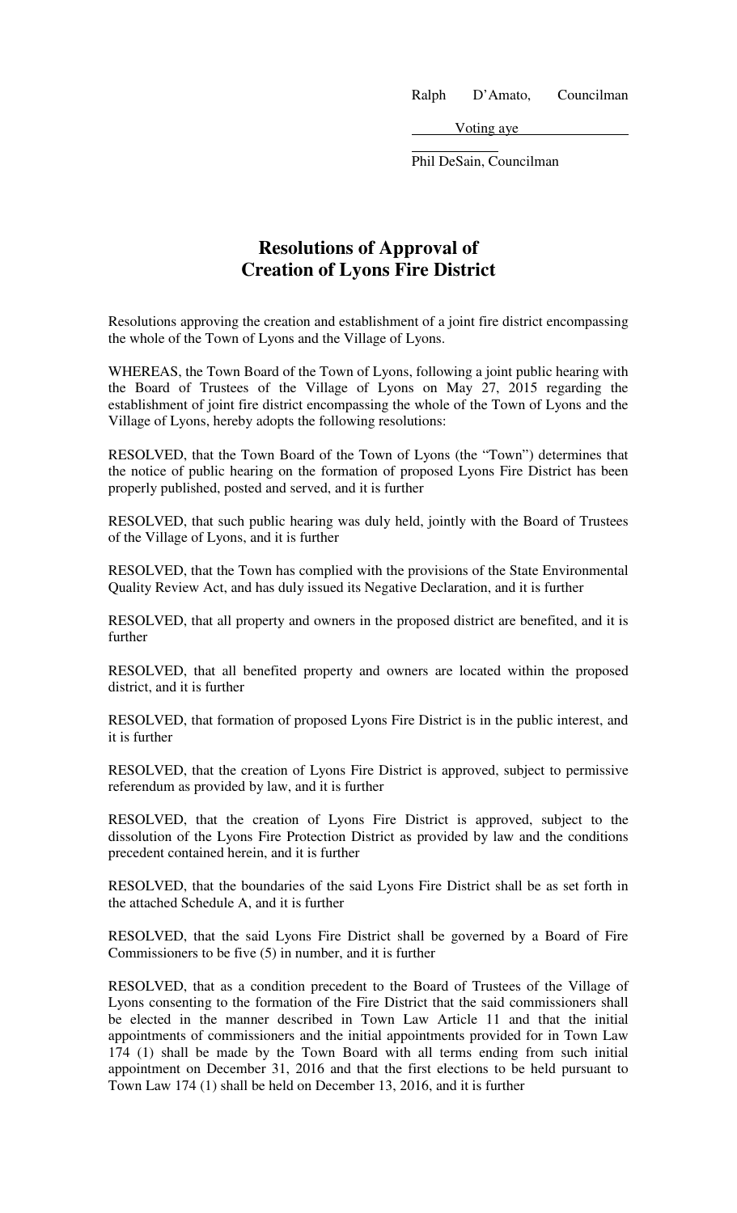Ralph D'Amato, Councilman

Voting aye

Phil DeSain, Councilman

# Resolutions of Approval of Creation of Lyons Fire District

Resolutions approving the creation and establishment of a joint fire district encompassing the whole of the Town of Lyons and the Village of Lyons.

WHEREAS, the Town Board of the Town of Lyons, following a joint public hearing with the Board of Trustees of the Village of Lyons on May 27, 2015 regarding the establishment of joint fire district encompassing the whole of the Town of Lyons and the Village of Lyons, hereby adopts the following resolutions:

RESOLVED, that the Town Board of the Town of Lyons (the "Town") determines that the notice of public hearing on the formation of proposed Lyons Fire District has been properly published, posted and served, and it is further

RESOLVED, that such public hearing was duly held, jointly with the Board of Trustees of the Village of Lyons, and it is further

RESOLVED, that the Town has complied with the provisions of the State Environmental Quality Review Act, and has duly issued its Negative Declaration, and it is further

RESOLVED, that all property and owners in the proposed district are benefited, and it is further

RESOLVED, that all benefited property and owners are located within the proposed district, and it is further

RESOLVED, that formation of proposed Lyons Fire District is in the public interest, and it is further

RESOLVED, that the creation of Lyons Fire District is approved, subject to permissive referendum as provided by law, and it is further

RESOLVED, that the creation of Lyons Fire District is approved, subject to the dissolution of the Lyons Fire Protection District as provided by law and the conditions precedent contained herein, and it is further

RESOLVED, that the boundaries of the said Lyons Fire District shall be as set forth in the attached Schedule A, and it is further

RESOLVED, that the said Lyons Fire District shall be governed by a Board of Fire Commissioners to be five (5) in number, and it is further

RESOLVED, that as a condition precedent to the Board of Trustees of the Village of Lyons consenting to the formation of the Fire District that the said commissioners shall be elected in the manner described in Town Law Article 11 and that the initial appointments of commissioners and the initial appointments provided for in Town Law 174 (1) shall be made by the Town Board with all terms ending from such initial appointment on December 31, 2016 and that the first elections to be held pursuant to Town Law 174 (1) shall be held on December 13, 2016, and it is further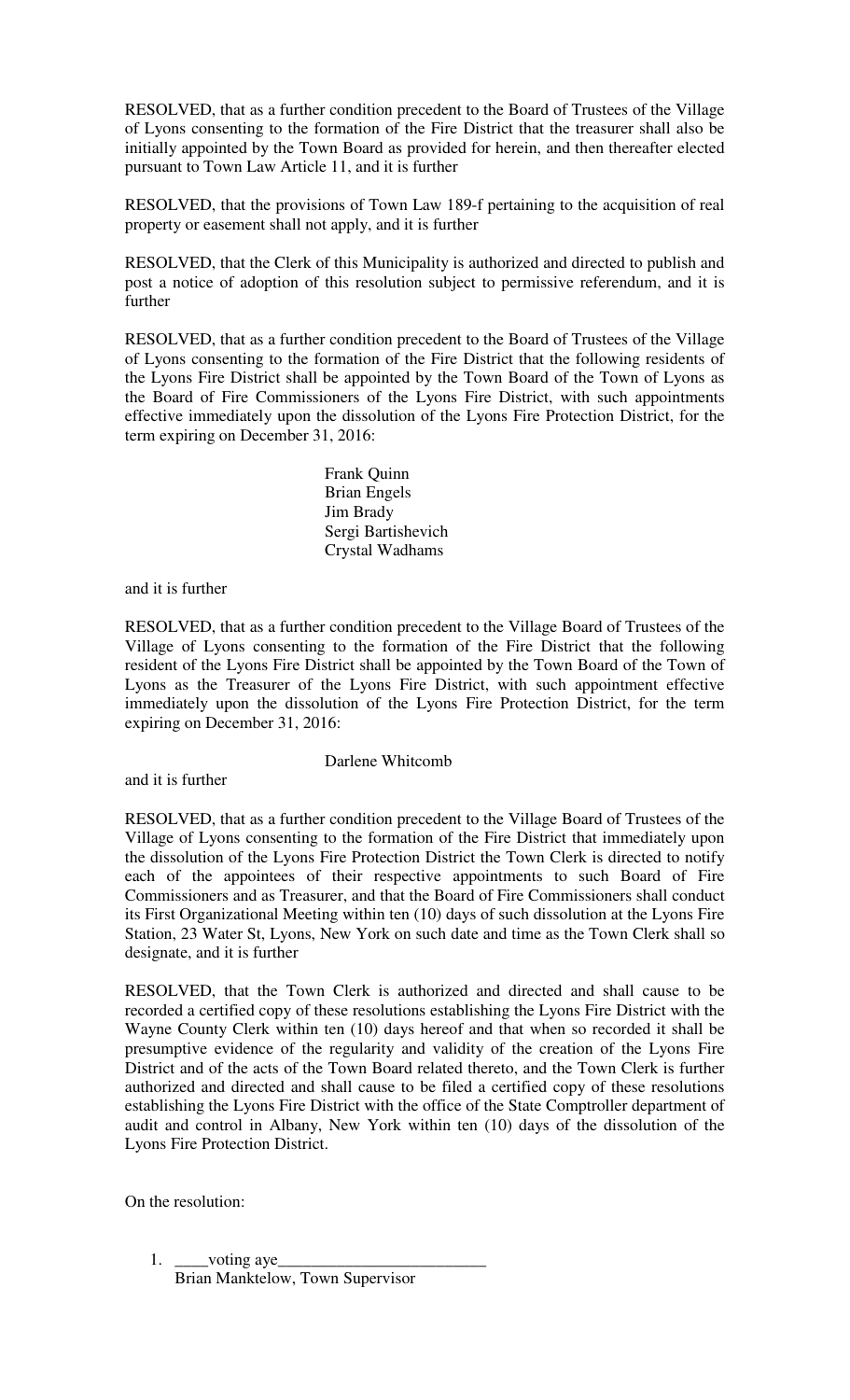RESOLVED, that as a further condition precedent to the Board of Trustees of the Village of Lyons consenting to the formation of the Fire District that the treasurer shall also be initially appointed by the Town Board as provided for herein, and then thereafter elected pursuant to Town Law Article 11, and it is further

RESOLVED, that the provisions of Town Law 189-f pertaining to the acquisition of real property or easement shall not apply, and it is further

RESOLVED, that the Clerk of this Municipality is authorized and directed to publish and post a notice of adoption of this resolution subject to permissive referendum, and it is further

RESOLVED, that as a further condition precedent to the Board of Trustees of the Village of Lyons consenting to the formation of the Fire District that the following residents of the Lyons Fire District shall be appointed by the Town Board of the Town of Lyons as the Board of Fire Commissioners of the Lyons Fire District, with such appointments effective immediately upon the dissolution of the Lyons Fire Protection District, for the term expiring on December 31, 2016:

Frank Quinn
Brian Engels
Jim Brady
Sergi Bartishevich
Crystal Wadhams

and it is further

RESOLVED, that as a further condition precedent to the Village Board of Trustees of the Village of Lyons consenting to the formation of the Fire District that the following resident of the Lyons Fire District shall be appointed by the Town Board of the Town of Lyons as the Treasurer of the Lyons Fire District, with such appointment effective immediately upon the dissolution of the Lyons Fire Protection District, for the term expiring on December 31, 2016:

Darlene Whitcomb

and it is further

RESOLVED, that as a further condition precedent to the Village Board of Trustees of the Village of Lyons consenting to the formation of the Fire District that immediately upon the dissolution of the Lyons Fire Protection District the Town Clerk is directed to notify each of the appointees of their respective appointments to such Board of Fire Commissioners and as Treasurer, and that the Board of Fire Commissioners shall conduct its First Organizational Meeting within ten (10) days of such dissolution at the Lyons Fire Station, 23 Water St, Lyons, New York on such date and time as the Town Clerk shall so designate, and it is further

RESOLVED, that the Town Clerk is authorized and directed and shall cause to be recorded a certified copy of these resolutions establishing the Lyons Fire District with the Wayne County Clerk within ten (10) days hereof and that when so recorded it shall be presumptive evidence of the regularity and validity of the creation of the Lyons Fire District and of the acts of the Town Board related thereto, and the Town Clerk is further authorized and directed and shall cause to be filed a certified copy of these resolutions establishing the Lyons Fire District with the office of the State Comptroller department of audit and control in Albany, New York within ten (10) days of the dissolution of the Lyons Fire Protection District.

On the resolution:

1. ____voting aye_________________________
   Brian Manktelow, Town Supervisor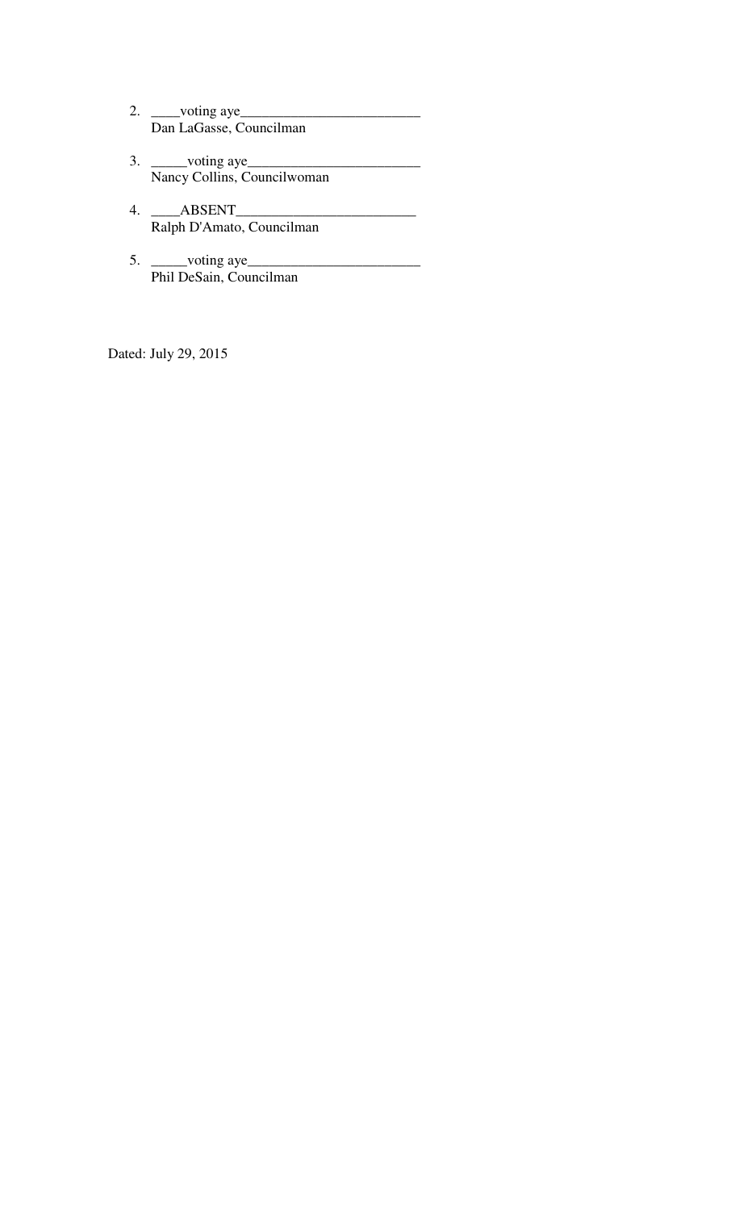2. ____voting aye________________________
   Dan LaGasse, Councilman

3. _____voting aye_______________________
   Nancy Collins, Councilwoman

4. ____ABSENT________________________
   Ralph D'Amato, Councilman

5. _____voting aye_______________________
   Phil DeSain, Councilman

Dated: July 29, 2015